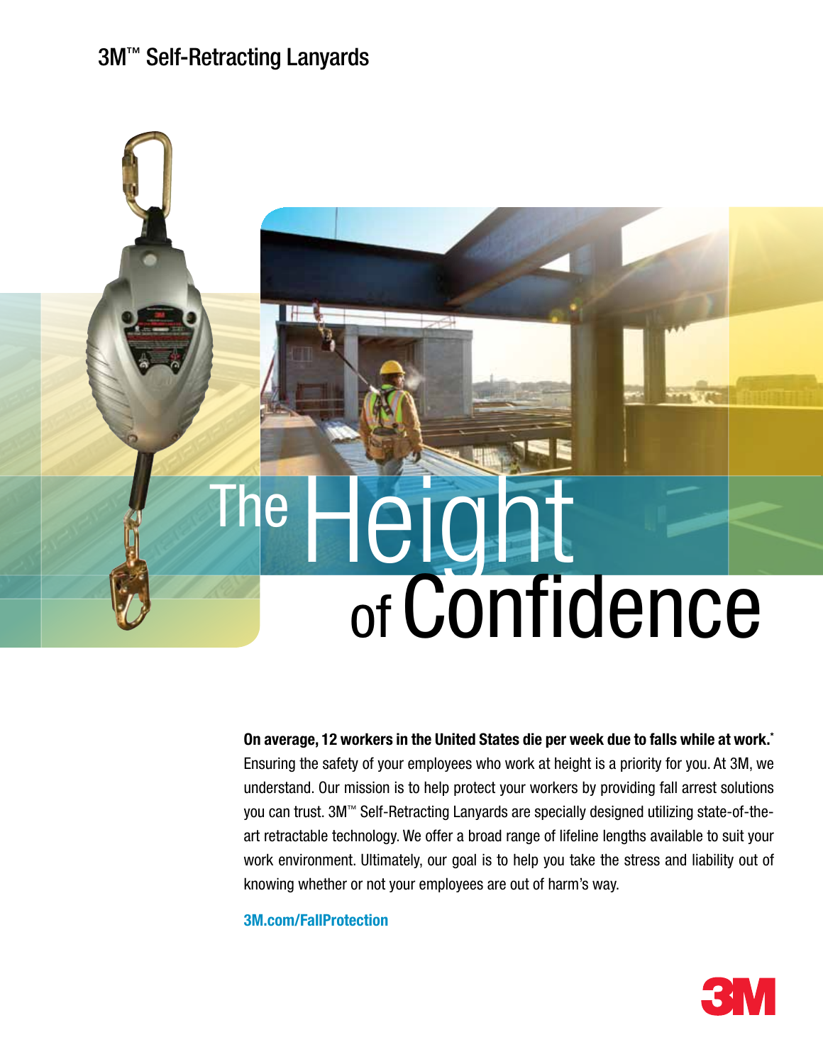3M™ Self-Retracting Lanyards

# The Height of Confidence

**On average, 12 workers in the United States die per week due to falls while at work.***
Ensuring the safety of your employees who work at height is a priority for you. At 3M, we understand. Our mission is to help protect your workers by providing fall arrest solutions you can trust. 3M™ Self-Retracting Lanyards are specially designed utilizing state-of-the-art retractable technology. We offer a broad range of lifeline lengths available to suit your work environment. Ultimately, our goal is to help you take the stress and liability out of knowing whether or not your employees are out of harm's way.

**3M.com/FallProtection**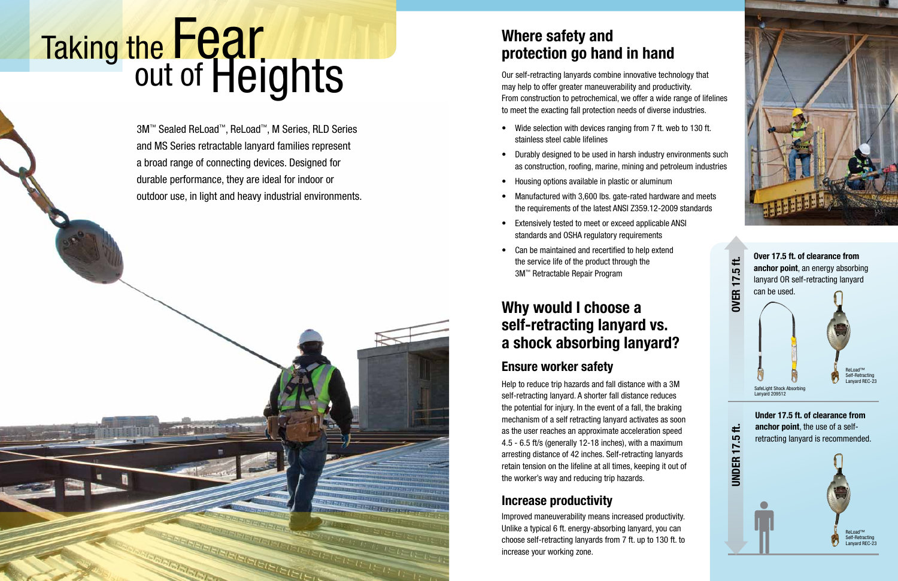# Taking the Fear out of Heights

3M™ Sealed ReLoad™, ReLoad™, M Series, RLD Series and MS Series retractable lanyard families represent a broad range of connecting devices. Designed for durable performance, they are ideal for indoor or outdoor use, in light and heavy industrial environments.

## Where safety and protection go hand in hand

Our self-retracting lanyards combine innovative technology that may help to offer greater maneuverability and productivity. From construction to petrochemical, we offer a wide range of lifelines to meet the exacting fall protection needs of diverse industries.

- Wide selection with devices ranging from 7 ft. web to 130 ft. stainless steel cable lifelines
- Durably designed to be used in harsh industry environments such as construction, roofing, marine, mining and petroleum industries
- Housing options available in plastic or aluminum
- Manufactured with 3,600 lbs. gate-rated hardware and meets the requirements of the latest ANSI Z359.12-2009 standards
- Extensively tested to meet or exceed applicable ANSI standards and OSHA regulatory requirements
- Can be maintained and recertified to help extend the service life of the product through the 3M™ Retractable Repair Program

## Why would I choose a self-retracting lanyard vs. a shock absorbing lanyard?

### Ensure worker safety

Help to reduce trip hazards and fall distance with a 3M self-retracting lanyard. A shorter fall distance reduces the potential for injury. In the event of a fall, the braking mechanism of a self retracting lanyard activates as soon as the user reaches an approximate acceleration speed 4.5 - 6.5 ft/s (generally 12-18 inches), with a maximum arresting distance of 42 inches. Self-retracting lanyards retain tension on the lifeline at all times, keeping it out of the worker's way and reducing trip hazards.

### Increase productivity

Improved maneuverability means increased productivity. Unlike a typical 6 ft. energy-absorbing lanyard, you can choose self-retracting lanyards from 7 ft. up to 130 ft. to increase your working zone.

**OVER 17.5 ft.**

**Over 17.5 ft. of clearance from anchor point**, an energy absorbing lanyard OR self-retracting lanyard can be used.

SafeLight Shock Absorbing Lanyard 209512

ReLoad™ Self-Retracting Lanyard REC-23

**UNDER 17.5 ft.**

**Under 17.5 ft. of clearance from anchor point**, the use of a self-retracting lanyard is recommended.

ReLoad™ Self-Retracting Lanyard REC-23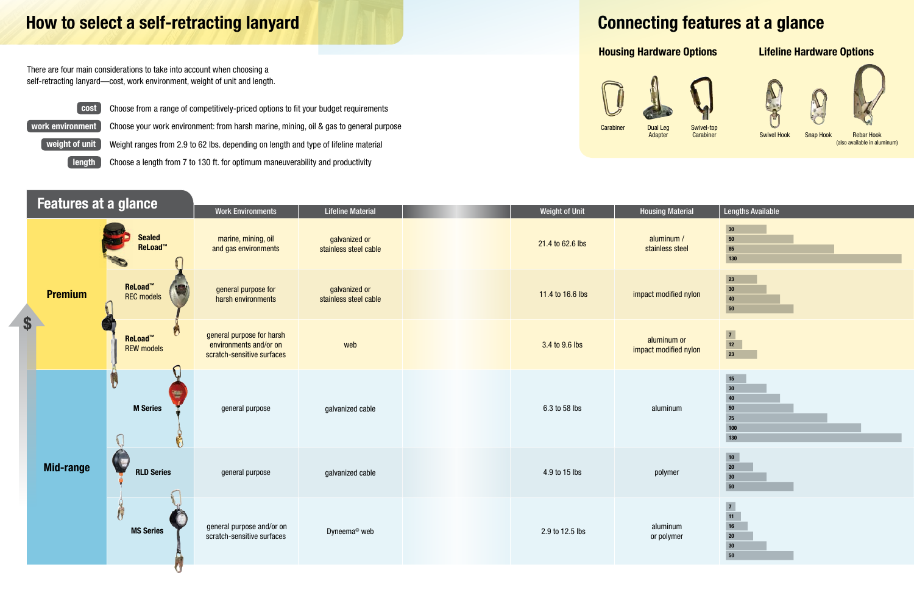# How to select a self-retracting lanyard

There are four main considerations to take into account when choosing a self-retracting lanyard—cost, work environment, weight of unit and length.

- **cost** Choose from a range of competitively-priced options to fit your budget requirements
- **work environment** Choose your work environment: from harsh marine, mining, oil & gas to general purpose
- **weight of unit** Weight ranges from 2.9 to 62 lbs. depending on length and type of lifeline material
- **length** Choose a length from 7 to 130 ft. for optimum maneuverability and productivity

# Connecting features at a glance

## Housing Hardware Options

- Carabiner
- Dual Leg Adapter
- Swivel-top Carabiner

## Lifeline Hardware Options

- Swivel Hook
- Snap Hook
- Rebar Hook (also available in aluminum)

## Features at a glance

| | | Work Environments | Lifeline Material | Weight of Unit | Housing Material | Lengths Available |
|---|---|---|---|---|---|---|
| Premium | Sealed ReLoad™ | marine, mining, oil and gas environments | galvanized or stainless steel cable | 21.4 to 62.6 lbs | aluminum / stainless steel | 30, 50, 85, 130 |
| | ReLoad™ REC models | general purpose for harsh environments | galvanized or stainless steel cable | 11.4 to 16.6 lbs | impact modified nylon | 23, 30, 40, 50 |
| | ReLoad™ REW models | general purpose for harsh environments and/or on scratch-sensitive surfaces | web | 3.4 to 9.6 lbs | aluminum or impact modified nylon | 7, 12, 23 |
| Mid-range | M Series | general purpose | galvanized cable | 6.3 to 58 lbs | aluminum | 15, 30, 40, 50, 75, 100, 130 |
| | RLD Series | general purpose | galvanized cable | 4.9 to 15 lbs | polymer | 10, 20, 30, 50 |
| | MS Series | general purpose and/or on scratch-sensitive surfaces | Dyneema® web | 2.9 to 12.5 lbs | aluminum or polymer | 7, 11, 16, 20, 30, 50 |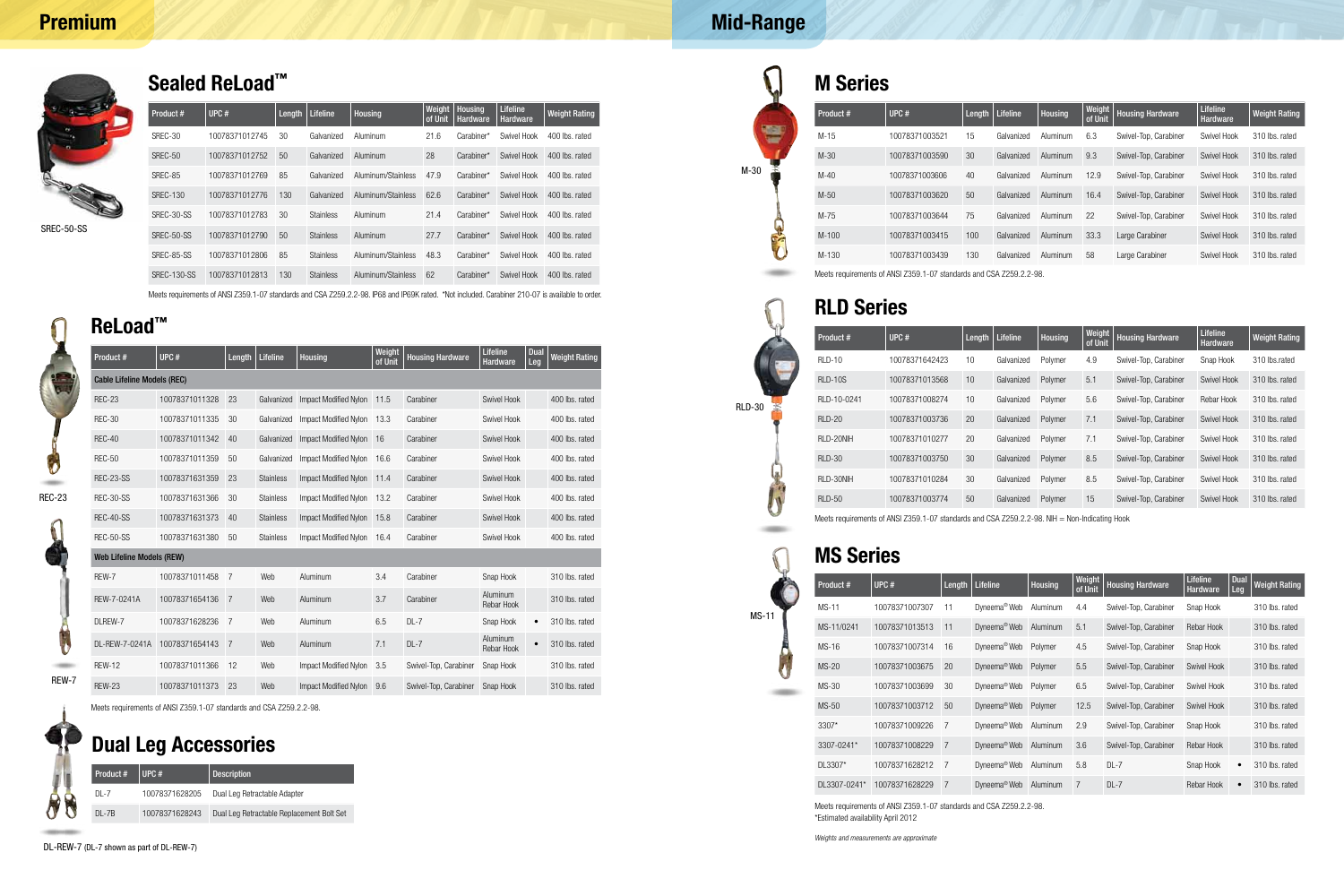# Premium

## Sealed ReLoad™

SREC-50-SS

| Product # | UPC # | Length | Lifeline | Housing | Weight of Unit | Housing Hardware | Lifeline Hardware | Weight Rating |
|---|---|---|---|---|---|---|---|---|
| SREC-30 | 10078371012745 | 30 | Galvanized | Aluminum | 21.6 | Carabiner* | Swivel Hook | 400 lbs. rated |
| SREC-50 | 10078371012752 | 50 | Galvanized | Aluminum | 28 | Carabiner* | Swivel Hook | 400 lbs. rated |
| SREC-85 | 10078371012769 | 85 | Galvanized | Aluminum/Stainless | 47.9 | Carabiner* | Swivel Hook | 400 lbs. rated |
| SREC-130 | 10078371012776 | 130 | Galvanized | Aluminum/Stainless | 62.6 | Carabiner* | Swivel Hook | 400 lbs. rated |
| SREC-30-SS | 10078371012783 | 30 | Stainless | Aluminum | 21.4 | Carabiner* | Swivel Hook | 400 lbs. rated |
| SREC-50-SS | 10078371012790 | 50 | Stainless | Aluminum | 27.7 | Carabiner* | Swivel Hook | 400 lbs. rated |
| SREC-85-SS | 10078371012806 | 85 | Stainless | Aluminum/Stainless | 48.3 | Carabiner* | Swivel Hook | 400 lbs. rated |
| SREC-130-SS | 10078371012813 | 130 | Stainless | Aluminum/Stainless | 62 | Carabiner* | Swivel Hook | 400 lbs. rated |

Meets requirements of ANSI Z359.1-07 standards and CSA Z259.2.2-98. IP68 and IP69K rated. *Not included. Carabiner 210-07 is available to order.

## ReLoad™

REC-23

REW-7

| Product # | UPC # | Length | Lifeline | Housing | Weight of Unit | Housing Hardware | Lifeline Hardware | Dual Leg | Weight Rating |
|---|---|---|---|---|---|---|---|---|---|
| **Cable Lifeline Models (REC)** | | | | | | | | | |
| REC-23 | 10078371011328 | 23 | Galvanized | Impact Modified Nylon | 11.5 | Carabiner | Swivel Hook | | 400 lbs. rated |
| REC-30 | 10078371011335 | 30 | Galvanized | Impact Modified Nylon | 13.3 | Carabiner | Swivel Hook | | 400 lbs. rated |
| REC-40 | 10078371011342 | 40 | Galvanized | Impact Modified Nylon | 16 | Carabiner | Swivel Hook | | 400 lbs. rated |
| REC-50 | 10078371011359 | 50 | Galvanized | Impact Modified Nylon | 16.6 | Carabiner | Swivel Hook | | 400 lbs. rated |
| REC-23-SS | 10078371631359 | 23 | Stainless | Impact Modified Nylon | 11.4 | Carabiner | Swivel Hook | | 400 lbs. rated |
| REC-30-SS | 10078371631366 | 30 | Stainless | Impact Modified Nylon | 13.2 | Carabiner | Swivel Hook | | 400 lbs. rated |
| REC-40-SS | 10078371631373 | 40 | Stainless | Impact Modified Nylon | 15.8 | Carabiner | Swivel Hook | | 400 lbs. rated |
| REC-50-SS | 10078371631380 | 50 | Stainless | Impact Modified Nylon | 16.4 | Carabiner | Swivel Hook | | 400 lbs. rated |
| **Web Lifeline Models (REW)** | | | | | | | | | |
| REW-7 | 10078371011458 | 7 | Web | Aluminum | 3.4 | Carabiner | Snap Hook | | 310 lbs. rated |
| REW-7-0241A | 10078371654136 | 7 | Web | Aluminum | 3.7 | Carabiner | Aluminum Rebar Hook | | 310 lbs. rated |
| DLREW-7 | 10078371628236 | 7 | Web | Aluminum | 6.5 | DL-7 | Snap Hook | • | 310 lbs. rated |
| DL-REW-7-0241A | 10078371654143 | 7 | Web | Aluminum | 7.1 | DL-7 | Aluminum Rebar Hook | • | 310 lbs. rated |
| REW-12 | 10078371011366 | 12 | Web | Impact Modified Nylon | 3.5 | Swivel-Top, Carabiner | Snap Hook | | 310 lbs. rated |
| REW-23 | 10078371011373 | 23 | Web | Impact Modified Nylon | 9.6 | Swivel-Top, Carabiner | Snap Hook | | 310 lbs. rated |

Meets requirements of ANSI Z359.1-07 standards and CSA Z259.2.2-98.

## Dual Leg Accessories

| Product # | UPC # | Description |
|---|---|---|
| DL-7 | 10078371628205 | Dual Leg Retractable Adapter |
| DL-7B | 10078371628243 | Dual Leg Retractable Replacement Bolt Set |

DL-REW-7 (DL-7 shown as part of DL-REW-7)

# Mid-Range

## M Series

M-30

| Product # | UPC # | Length | Lifeline | Housing | Weight of Unit | Housing Hardware | Lifeline Hardware | Weight Rating |
|---|---|---|---|---|---|---|---|---|
| M-15 | 10078371003521 | 15 | Galvanized | Aluminum | 6.3 | Swivel-Top, Carabiner | Swivel Hook | 310 lbs. rated |
| M-30 | 10078371003590 | 30 | Galvanized | Aluminum | 9.3 | Swivel-Top, Carabiner | Swivel Hook | 310 lbs. rated |
| M-40 | 10078371003606 | 40 | Galvanized | Aluminum | 12.9 | Swivel-Top, Carabiner | Swivel Hook | 310 lbs. rated |
| M-50 | 10078371003620 | 50 | Galvanized | Aluminum | 16.4 | Swivel-Top, Carabiner | Swivel Hook | 310 lbs. rated |
| M-75 | 10078371003644 | 75 | Galvanized | Aluminum | 22 | Swivel-Top, Carabiner | Swivel Hook | 310 lbs. rated |
| M-100 | 10078371003415 | 100 | Galvanized | Aluminum | 33.3 | Large Carabiner | Swivel Hook | 310 lbs. rated |
| M-130 | 10078371003439 | 130 | Galvanized | Aluminum | 58 | Large Carabiner | Swivel Hook | 310 lbs. rated |

Meets requirements of ANSI Z359.1-07 standards and CSA Z259.2.2-98.

## RLD Series

RLD-30

| Product # | UPC # | Length | Lifeline | Housing | Weight of Unit | Housing Hardware | Lifeline Hardware | Weight Rating |
|---|---|---|---|---|---|---|---|---|
| RLD-10 | 10078371642423 | 10 | Galvanized | Polymer | 4.9 | Swivel-Top, Carabiner | Snap Hook | 310 lbs.rated |
| RLD-10S | 10078371013568 | 10 | Galvanized | Polymer | 5.1 | Swivel-Top, Carabiner | Swivel Hook | 310 lbs. rated |
| RLD-10-0241 | 10078371008274 | 10 | Galvanized | Polymer | 5.6 | Swivel-Top, Carabiner | Rebar Hook | 310 lbs. rated |
| RLD-20 | 10078371003736 | 20 | Galvanized | Polymer | 7.1 | Swivel-Top, Carabiner | Swivel Hook | 310 lbs. rated |
| RLD-20NIH | 10078371010277 | 20 | Galvanized | Polymer | 7.1 | Swivel-Top, Carabiner | Swivel Hook | 310 lbs. rated |
| RLD-30 | 10078371003750 | 30 | Galvanized | Polymer | 8.5 | Swivel-Top, Carabiner | Swivel Hook | 310 lbs. rated |
| RLD-30NIH | 10078371010284 | 30 | Galvanized | Polymer | 8.5 | Swivel-Top, Carabiner | Swivel Hook | 310 lbs. rated |
| RLD-50 | 10078371003774 | 50 | Galvanized | Polymer | 15 | Swivel-Top, Carabiner | Swivel Hook | 310 lbs. rated |

Meets requirements of ANSI Z359.1-07 standards and CSA Z259.2.2-98. NIH = Non-Indicating Hook

## MS Series

MS-11

| Product # | UPC # | Length | Lifeline | Housing | Weight of Unit | Housing Hardware | Lifeline Hardware | Dual Leg | Weight Rating |
|---|---|---|---|---|---|---|---|---|---|
| MS-11 | 10078371007307 | 11 | Dyneema® Web | Aluminum | 4.4 | Swivel-Top, Carabiner | Snap Hook | | 310 lbs. rated |
| MS-11/0241 | 10078371013513 | 11 | Dyneema® Web | Aluminum | 5.1 | Swivel-Top, Carabiner | Rebar Hook | | 310 lbs. rated |
| MS-16 | 10078371007314 | 16 | Dyneema® Web | Polymer | 4.5 | Swivel-Top, Carabiner | Snap Hook | | 310 lbs. rated |
| MS-20 | 10078371003675 | 20 | Dyneema® Web | Polymer | 5.5 | Swivel-Top, Carabiner | Swivel Hook | | 310 lbs. rated |
| MS-30 | 10078371003699 | 30 | Dyneema® Web | Polymer | 6.5 | Swivel-Top, Carabiner | Swivel Hook | | 310 lbs. rated |
| MS-50 | 10078371003712 | 50 | Dyneema® Web | Polymer | 12.5 | Swivel-Top, Carabiner | Swivel Hook | | 310 lbs. rated |
| 3307* | 10078371009226 | 7 | Dyneema® Web | Aluminum | 2.9 | Swivel-Top, Carabiner | Snap Hook | | 310 lbs. rated |
| 3307-0241* | 10078371008229 | 7 | Dyneema® Web | Aluminum | 3.6 | Swivel-Top, Carabiner | Rebar Hook | | 310 lbs. rated |
| DL3307* | 10078371628212 | 7 | Dyneema® Web | Aluminum | 5.8 | DL-7 | Snap Hook | • | 310 lbs. rated |
| DL3307-0241* | 10078371628229 | 7 | Dyneema® Web | Aluminum | 7 | DL-7 | Rebar Hook | • | 310 lbs. rated |

Meets requirements of ANSI Z359.1-07 standards and CSA Z259.2.2-98.
*Estimated availability April 2012

*Weights and measurements are approximate*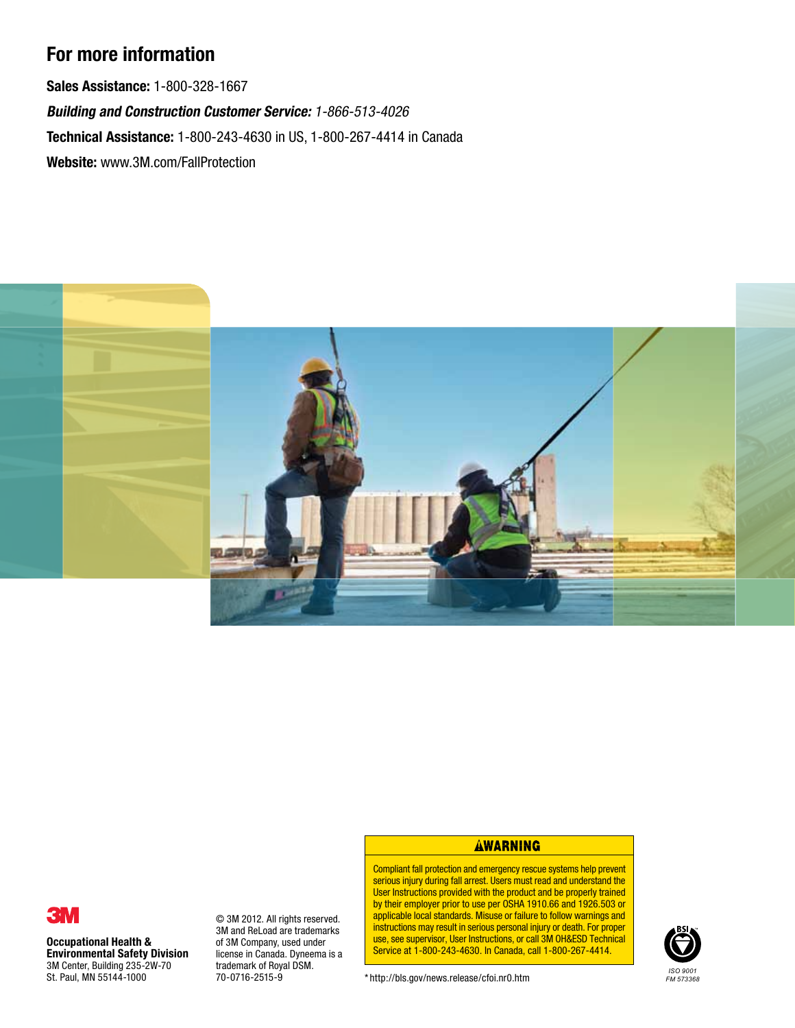## For more information

**Sales Assistance:** 1-800-328-1667

***Building and Construction Customer Service:*** *1-866-513-4026*

**Technical Assistance:** 1-800-243-4630 in US, 1-800-267-4414 in Canada

**Website:** www.3M.com/FallProtection

3M

**Occupational Health & Environmental Safety Division**
3M Center, Building 235-2W-70
St. Paul, MN 55144-1000

© 3M 2012. All rights reserved. 3M and ReLoad are trademarks of 3M Company, used under license in Canada. Dyneema is a trademark of Royal DSM.
70-0716-2515-9

**⚠WARNING**

Compliant fall protection and emergency rescue systems help prevent serious injury during fall arrest. Users must read and understand the User Instructions provided with the product and be properly trained by their employer prior to use per OSHA 1910.66 and 1926.503 or applicable local standards. Misuse or failure to follow warnings and instructions may result in serious personal injury or death. For proper use, see supervisor, User Instructions, or call 3M OH&ESD Technical Service at 1-800-243-4630. In Canada, call 1-800-267-4414.

* http://bls.gov/news.release/cfoi.nr0.htm

BSI
ISO 9001
FM 573368